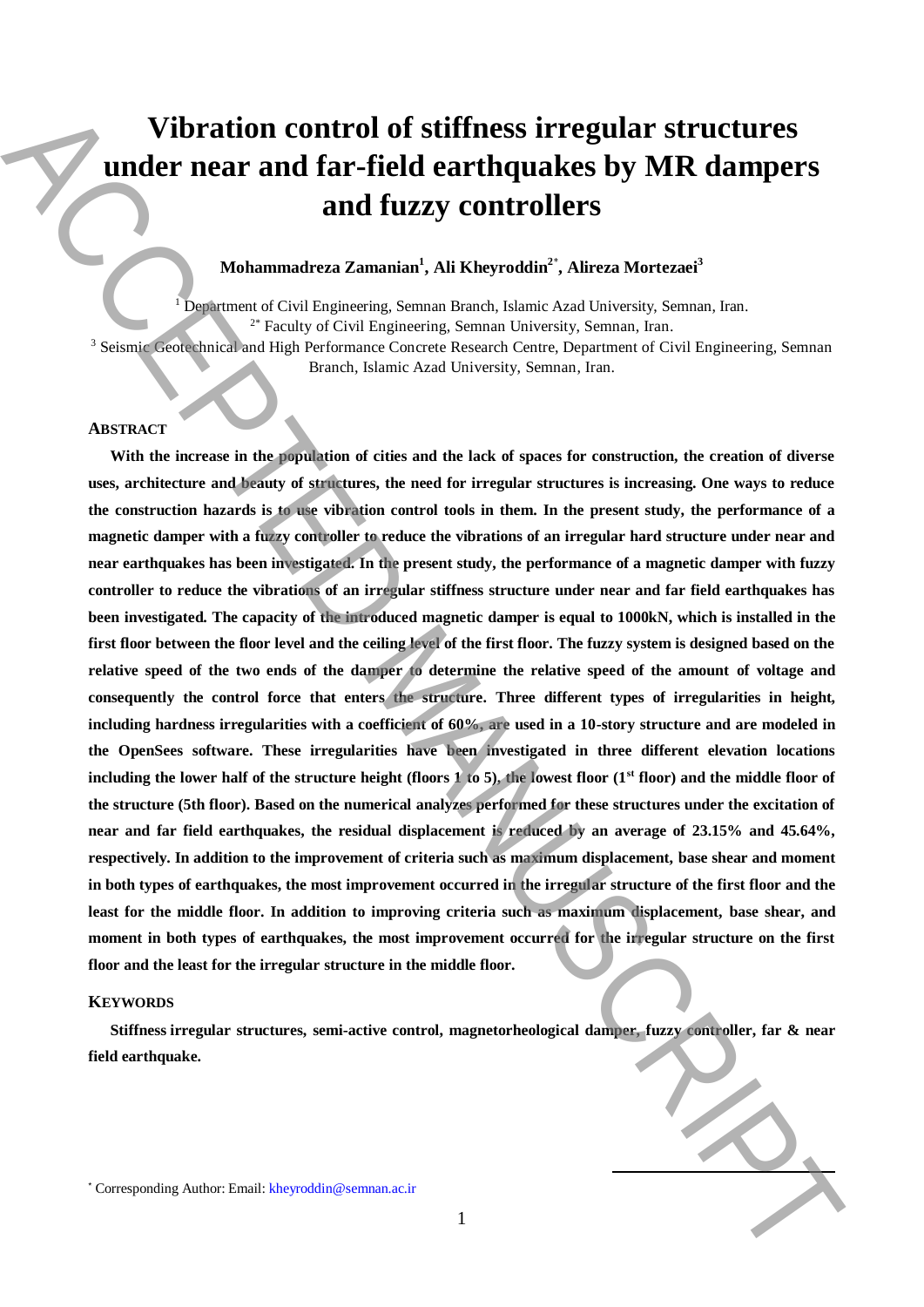# Vibration control of stiffness irregular structures under near and far-field earthquakes by MR dampers and fuzzy controllers

**Mohammadreza Zamanian[1], Ali Kheyroddin[2*], Alireza Mortezaei[3]**

[1] Department of Civil Engineering, Semnan Branch, Islamic Azad University, Semnan, Iran.
[2*] Faculty of Civil Engineering, Semnan University, Semnan, Iran.
[3] Seismic Geotechnical and High Performance Concrete Research Centre, Department of Civil Engineering, Semnan Branch, Islamic Azad University, Semnan, Iran.

## ABSTRACT

**With the increase in the population of cities and the lack of spaces for construction, the creation of diverse uses, architecture and beauty of structures, the need for irregular structures is increasing. One ways to reduce the construction hazards is to use vibration control tools in them. In the present study, the performance of a magnetic damper with a fuzzy controller to reduce the vibrations of an irregular hard structure under near and near earthquakes has been investigated. In the present study, the performance of a magnetic damper with fuzzy controller to reduce the vibrations of an irregular stiffness structure under near and far field earthquakes has been investigated. The capacity of the introduced magnetic damper is equal to 1000kN, which is installed in the first floor between the floor level and the ceiling level of the first floor. The fuzzy system is designed based on the relative speed of the two ends of the damper to determine the relative speed of the amount of voltage and consequently the control force that enters the structure. Three different types of irregularities in height, including hardness irregularities with a coefficient of 60%, are used in a 10-story structure and are modeled in the OpenSees software. These irregularities have been investigated in three different elevation locations including the lower half of the structure height (floors 1 to 5), the lowest floor (1st floor) and the middle floor of the structure (5th floor). Based on the numerical analyzes performed for these structures under the excitation of near and far field earthquakes, the residual displacement is reduced by an average of 23.15% and 45.64%, respectively. In addition to the improvement of criteria such as maximum displacement, base shear and moment in both types of earthquakes, the most improvement occurred in the irregular structure of the first floor and the least for the middle floor. In addition to improving criteria such as maximum displacement, base shear, and moment in both types of earthquakes, the most improvement occurred for the irregular structure on the first floor and the least for the irregular structure in the middle floor.**

## KEYWORDS

**Stiffness irregular structures, semi-active control, magnetorheological damper, fuzzy controller, far & near field earthquake.**

* Corresponding Author: Email: kheyroddin@semnan.ac.ir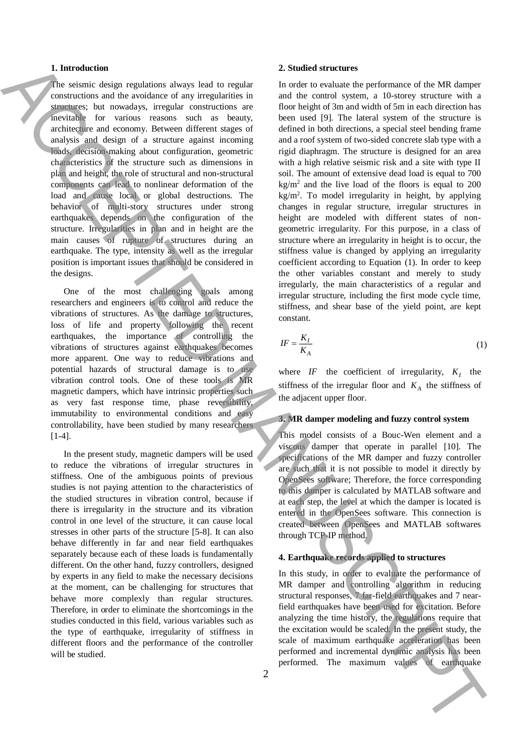## 1. Introduction

The seismic design regulations always lead to regular constructions and the avoidance of any irregularities in structures; but nowadays, irregular constructions are inevitable for various reasons such as beauty, architecture and economy. Between different stages of analysis and design of a structure against incoming loads, decision-making about configuration, geometric characteristics of the structure such as dimensions in plan and height, the role of structural and non-structural components can lead to nonlinear deformation of the load and cause local or global destructions. The behavior of multi-story structures under strong earthquakes depends on the configuration of the structure. Irregularities in plan and in height are the main causes of rupture of structures during an earthquake. The type, intensity as well as the irregular position is important issues that should be considered in the designs.

One of the most challenging goals among researchers and engineers is to control and reduce the vibrations of structures. As the damage to structures, loss of life and property following the recent earthquakes, the importance of controlling the vibrations of structures against earthquakes becomes more apparent. One way to reduce vibrations and potential hazards of structural damage is to use vibration control tools. One of these tools is MR magnetic dampers, which have intrinsic properties such as very fast response time, phase reversibility, immutability to environmental conditions and easy controllability, have been studied by many researchers [1-4].

In the present study, magnetic dampers will be used to reduce the vibrations of irregular structures in stiffness. One of the ambiguous points of previous studies is not paying attention to the characteristics of the studied structures in vibration control, because if there is irregularity in the structure and its vibration control in one level of the structure, it can cause local stresses in other parts of the structure [5-8]. It can also behave differently in far and near field earthquakes separately because each of these loads is fundamentally different. On the other hand, fuzzy controllers, designed by experts in any field to make the necessary decisions at the moment, can be challenging for structures that behave more complexly than regular structures. Therefore, in order to eliminate the shortcomings in the studies conducted in this field, various variables such as the type of earthquake, irregularity of stiffness in different floors and the performance of the controller will be studied.

## 2. Studied structures

In order to evaluate the performance of the MR damper and the control system, a 10-storey structure with a floor height of 3m and width of 5m in each direction has been used [9]. The lateral system of the structure is defined in both directions, a special steel bending frame and a roof system of two-sided concrete slab type with a rigid diaphragm. The structure is designed for an area with a high relative seismic risk and a site with type II soil. The amount of extensive dead load is equal to 700 kg/m$^2$ and the live load of the floors is equal to 200 kg/m$^2$. To model irregularity in height, by applying changes in regular structure, irregular structures in height are modeled with different states of non-geometric irregularity. For this purpose, in a class of structure where an irregularity in height is to occur, the stiffness value is changed by applying an irregularity coefficient according to Equation (1). In order to keep the other variables constant and merely to study irregularly, the main characteristics of a regular and irregular structure, including the first mode cycle time, stiffness, and shear base of the yield point, are kept constant.

$$IF = \frac{K_I}{K_A} \tag{1}$$

where $IF$ the coefficient of irregularity, $K_I$ the stiffness of the irregular floor and $K_A$ the stiffness of the adjacent upper floor.

## 3. MR damper modeling and fuzzy control system

This model consists of a Bouc-Wen element and a viscous damper that operate in parallel [10]. The specifications of the MR damper and fuzzy controller are such that it is not possible to model it directly by OpenSees software; Therefore, the force corresponding to this damper is calculated by MATLAB software and at each step, the level at which the damper is located is entered in the OpenSees software. This connection is created between OpenSees and MATLAB softwares through TCP-IP method.

## 4. Earthquake records applied to structures

In this study, in order to evaluate the performance of MR damper and controlling algorithm in reducing structural responses, 7 far-field earthquakes and 7 near-field earthquakes have been used for excitation. Before analyzing the time history, the regulations require that the excitation would be scaled. In the present study, the scale of maximum earthquake acceleration has been performed and incremental dynamic analysis has been performed. The maximum values of earthquake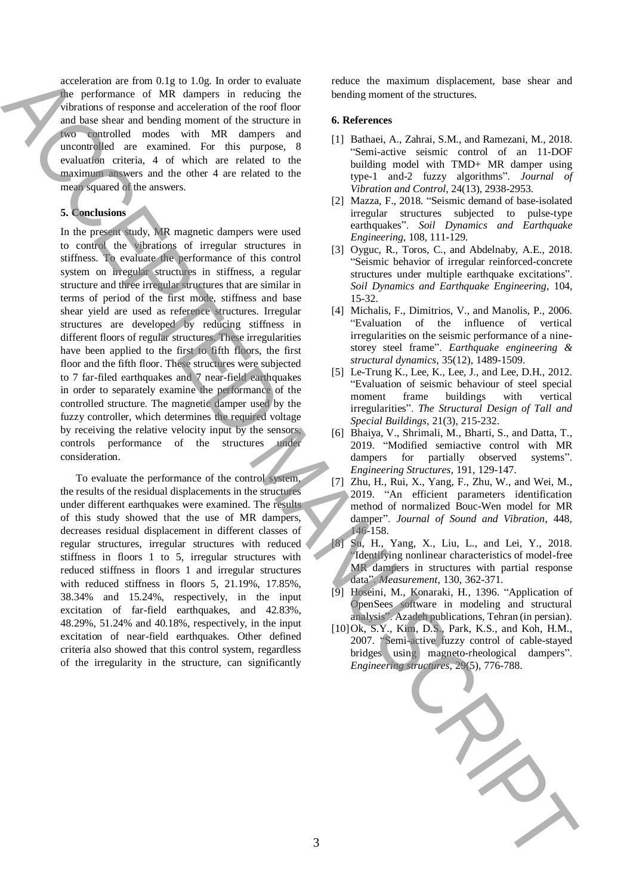acceleration are from 0.1g to 1.0g. In order to evaluate the performance of MR dampers in reducing the vibrations of response and acceleration of the roof floor and base shear and bending moment of the structure in two controlled modes with MR dampers and uncontrolled are examined. For this purpose, 8 evaluation criteria, 4 of which are related to the maximum answers and the other 4 are related to the mean squared of the answers.

## 5. Conclusions

In the present study, MR magnetic dampers were used to control the vibrations of irregular structures in stiffness. To evaluate the performance of this control system on irregular structures in stiffness, a regular structure and three irregular structures that are similar in terms of period of the first mode, stiffness and base shear yield are used as reference structures. Irregular structures are developed by reducing stiffness in different floors of regular structures. These irregularities have been applied to the first to fifth floors, the first floor and the fifth floor. These structures were subjected to 7 far-filed earthquakes and 7 near-field earthquakes in order to separately examine the performance of the controlled structure. The magnetic damper used by the fuzzy controller, which determines the required voltage by receiving the relative velocity input by the sensors, controls performance of the structures under consideration.

To evaluate the performance of the control system, the results of the residual displacements in the structures under different earthquakes were examined. The results of this study showed that the use of MR dampers, decreases residual displacement in different classes of regular structures, irregular structures with reduced stiffness in floors 1 to 5, irregular structures with reduced stiffness in floors 1 and irregular structures with reduced stiffness in floors 5, 21.19%, 17.85%, 38.34% and 15.24%, respectively, in the input excitation of far-field earthquakes, and 42.83%, 48.29%, 51.24% and 40.18%, respectively, in the input excitation of near-field earthquakes. Other defined criteria also showed that this control system, regardless of the irregularity in the structure, can significantly reduce the maximum displacement, base shear and bending moment of the structures.

## 6. References

[1] Bathaei, A., Zahrai, S.M., and Ramezani, M., 2018. "Semi-active seismic control of an 11-DOF building model with TMD+ MR damper using type-1 and-2 fuzzy algorithms". *Journal of Vibration and Control*, 24(13), 2938-2953.

[2] Mazza, F., 2018. "Seismic demand of base-isolated irregular structures subjected to pulse-type earthquakes". *Soil Dynamics and Earthquake Engineering*, 108, 111-129.

[3] Oyguc, R., Toros, C., and Abdelnaby, A.E., 2018. "Seismic behavior of irregular reinforced-concrete structures under multiple earthquake excitations". *Soil Dynamics and Earthquake Engineering*, 104, 15-32.

[4] Michalis, F., Dimitrios, V., and Manolis, P., 2006. "Evaluation of the influence of vertical irregularities on the seismic performance of a nine-storey steel frame". *Earthquake engineering & structural dynamics*, 35(12), 1489-1509.

[5] Le-Trung K., Lee, K., Lee, J., and Lee, D.H., 2012. "Evaluation of seismic behaviour of steel special moment frame buildings with vertical irregularities". *The Structural Design of Tall and Special Buildings*, 21(3), 215-232.

[6] Bhaiya, V., Shrimali, M., Bharti, S., and Datta, T., 2019. "Modified semiactive control with MR dampers for partially observed systems". *Engineering Structures*, 191, 129-147.

[7] Zhu, H., Rui, X., Yang, F., Zhu, W., and Wei, M., 2019. "An efficient parameters identification method of normalized Bouc-Wen model for MR damper". *Journal of Sound and Vibration*, 448, 146-158.

[8] Su, H., Yang, X., Liu, L., and Lei, Y., 2018. "Identifying nonlinear characteristics of model-free MR dampers in structures with partial response data". *Measurement*, 130, 362-371.

[9] Hoseini, M., Konaraki, H., 1396. "Application of OpenSees software in modeling and structural analysis". Azadeh publications, Tehran (in persian).

[10] Ok, S.Y., Kim, D.S., Park, K.S., and Koh, H.M., 2007. "Semi-active fuzzy control of cable-stayed bridges using magneto-rheological dampers". *Engineering structures*, 29(5), 776-788.